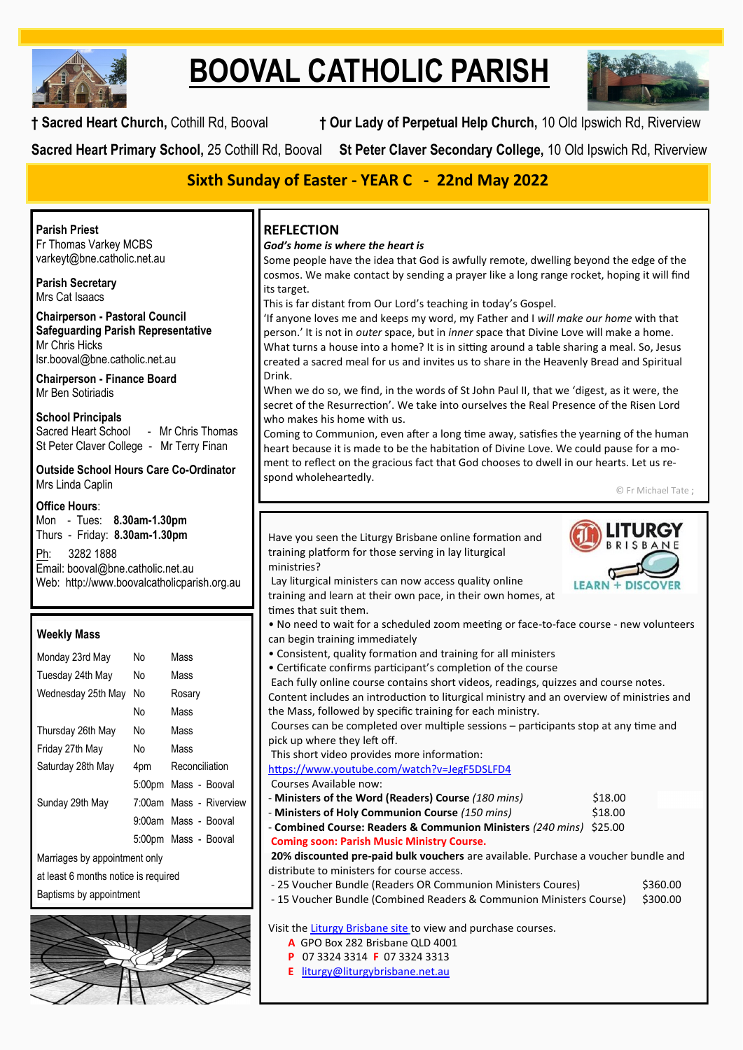# BOOVAL CATHOLIC PARISH

**† Sacred Heart Church,** Cothill Rd, Booval **† Our Lady of Perpetual Help Church,** 10 Old Ipswich Rd, Riverview

**Sacred Heart Primary School,** 25 Cothill Rd, Booval **St Peter Claver Secondary College,** 10 Old Ipswich Rd, Riverview

## Sixth Sunday of Easter - YEAR C - 22nd May 2022

**Parish Priest**
Fr Thomas Varkey MCBS
varkeyt@bne.catholic.net.au

**Parish Secretary**
Mrs Cat Isaacs

**Chairperson - Pastoral Council**
**Safeguarding Parish Representative**
Mr Chris Hicks
lsr.booval@bne.catholic.net.au

**Chairperson - Finance Board**
Mr Ben Sotiriadis

**School Principals**
Sacred Heart School - Mr Chris Thomas
St Peter Claver College - Mr Terry Finan

**Outside School Hours Care Co-Ordinator**
Mrs Linda Caplin

**Office Hours**:
Mon - Tues: **8.30am-1.30pm**
Thurs - Friday: **8.30am-1.30pm**

Ph: 3282 1888
Email: booval@bne.catholic.net.au
Web: http://www.boovalcatholicparish.org.au

### Weekly Mass

| | | |
|---|---|---|
| Monday 23rd May | No | Mass |
| Tuesday 24th May | No | Mass |
| Wednesday 25th May | No | Rosary |
| | No | Mass |
| Thursday 26th May | No | Mass |
| Friday 27th May | No | Mass |
| Saturday 28th May | 4pm | Reconciliation |
| | 5:00pm | Mass - Booval |
| Sunday 29th May | 7:00am | Mass - Riverview |
| | 9:00am | Mass - Booval |
| | 5:00pm | Mass - Booval |

Marriages by appointment only
at least 6 months notice is required
Baptisms by appointment

## REFLECTION

***God's home is where the heart is***

Some people have the idea that God is awfully remote, dwelling beyond the edge of the cosmos. We make contact by sending a prayer like a long range rocket, hoping it will find its target.

This is far distant from Our Lord's teaching in today's Gospel.

'If anyone loves me and keeps my word, my Father and I *will make our home* with that person.' It is not in *outer* space, but in *inner* space that Divine Love will make a home. What turns a house into a home? It is in sitting around a table sharing a meal. So, Jesus created a sacred meal for us and invites us to share in the Heavenly Bread and Spiritual Drink.

When we do so, we find, in the words of St John Paul II, that we 'digest, as it were, the secret of the Resurrection'. We take into ourselves the Real Presence of the Risen Lord who makes his home with us.

Coming to Communion, even after a long time away, satisfies the yearning of the human heart because it is made to be the habitation of Divine Love. We could pause for a moment to reflect on the gracious fact that God chooses to dwell in our hearts. Let us respond wholeheartedly.

© Fr Michael Tate ;

---

LITURGY BRISBANE — LEARN + DISCOVER

Have you seen the Liturgy Brisbane online formation and training platform for those serving in lay liturgical ministries?

Lay liturgical ministers can now access quality online training and learn at their own pace, in their own homes, at times that suit them.

- No need to wait for a scheduled zoom meeting or face-to-face course - new volunteers can begin training immediately
- Consistent, quality formation and training for all ministers
- Certificate confirms participant's completion of the course

Each fully online course contains short videos, readings, quizzes and course notes. Content includes an introduction to liturgical ministry and an overview of ministries and the Mass, followed by specific training for each ministry.

Courses can be completed over multiple sessions – participants stop at any time and pick up where they left off.

This short video provides more information:
https://www.youtube.com/watch?v=JegF5DSLFD4

Courses Available now:

- **Ministers of the Word (Readers) Course** *(180 mins)* $18.00
- **Ministers of Holy Communion Course** *(150 mins)* $18.00
- **Combined Course: Readers & Communion Ministers** *(240 mins)* $25.00

**Coming soon: Parish Music Ministry Course.**

**20% discounted pre-paid bulk vouchers** are available. Purchase a voucher bundle and distribute to ministers for course access.

- 25 Voucher Bundle (Readers OR Communion Ministers Coures) $360.00
- 15 Voucher Bundle (Combined Readers & Communion Ministers Course) $300.00

Visit the Liturgy Brisbane site to view and purchase courses.

**A** GPO Box 282 Brisbane QLD 4001
**P** 07 3324 3314 **F** 07 3324 3313
**E** liturgy@liturgybrisbane.net.au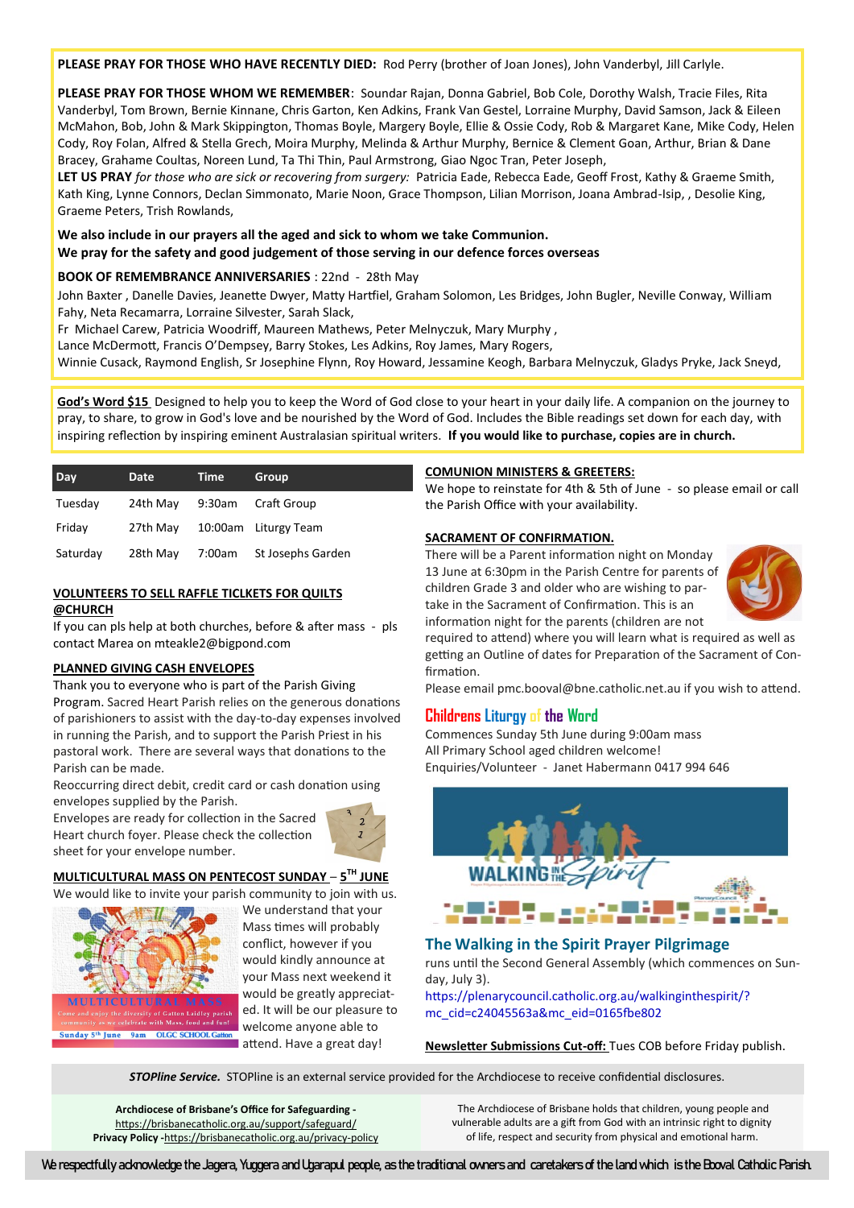**PLEASE PRAY FOR THOSE WHO HAVE RECENTLY DIED:** Rod Perry (brother of Joan Jones), John Vanderbyl, Jill Carlyle.

**PLEASE PRAY FOR THOSE WHOM WE REMEMBER**: Soundar Rajan, Donna Gabriel, Bob Cole, Dorothy Walsh, Tracie Files, Rita Vanderbyl, Tom Brown, Bernie Kinnane, Chris Garton, Ken Adkins, Frank Van Gestel, Lorraine Murphy, David Samson, Jack & Eileen McMahon, Bob, John & Mark Skippington, Thomas Boyle, Margery Boyle, Ellie & Ossie Cody, Rob & Margaret Kane, Mike Cody, Helen Cody, Roy Folan, Alfred & Stella Grech, Moira Murphy, Melinda & Arthur Murphy, Bernice & Clement Goan, Arthur, Brian & Dane Bracey, Grahame Coultas, Noreen Lund, Ta Thi Thin, Paul Armstrong, Giao Ngoc Tran, Peter Joseph,

**LET US PRAY** *for those who are sick or recovering from surgery:* Patricia Eade, Rebecca Eade, Geoff Frost, Kathy & Graeme Smith, Kath King, Lynne Connors, Declan Simmonato, Marie Noon, Grace Thompson, Lilian Morrison, Joana Ambrad-Isip, , Desolie King, Graeme Peters, Trish Rowlands,

**We also include in our prayers all the aged and sick to whom we take Communion.**
**We pray for the safety and good judgement of those serving in our defence forces overseas**

**BOOK OF REMEMBRANCE ANNIVERSARIES** : 22nd - 28th May

John Baxter , Danelle Davies, Jeanette Dwyer, Matty Hartfiel, Graham Solomon, Les Bridges, John Bugler, Neville Conway, William Fahy, Neta Recamarra, Lorraine Silvester, Sarah Slack,
Fr Michael Carew, Patricia Woodriff, Maureen Mathews, Peter Melnyczuk, Mary Murphy ,
Lance McDermott, Francis O'Dempsey, Barry Stokes, Les Adkins, Roy James, Mary Rogers,
Winnie Cusack, Raymond English, Sr Josephine Flynn, Roy Howard, Jessamine Keogh, Barbara Melnyczuk, Gladys Pryke, Jack Sneyd,

**God's Word $15** Designed to help you to keep the Word of God close to your heart in your daily life. A companion on the journey to pray, to share, to grow in God's love and be nourished by the Word of God. Includes the Bible readings set down for each day, with inspiring reflection by inspiring eminent Australasian spiritual writers. **If you would like to purchase, copies are in church.**

| Day | Date | Time | Group |
|---|---|---|---|
| Tuesday | 24th May | 9:30am | Craft Group |
| Friday | 27th May | 10:00am | Liturgy Team |
| Saturday | 28th May | 7:00am | St Josephs Garden |

**VOLUNTEERS TO SELL RAFFLE TICLKETS FOR QUILTS @CHURCH**

If you can pls help at both churches, before & after mass - pls contact Marea on mteakle2@bigpond.com

**PLANNED GIVING CASH ENVELOPES**

Thank you to everyone who is part of the Parish Giving Program. Sacred Heart Parish relies on the generous donations of parishioners to assist with the day-to-day expenses involved in running the Parish, and to support the Parish Priest in his pastoral work. There are several ways that donations to the Parish can be made.

Reoccurring direct debit, credit card or cash donation using envelopes supplied by the Parish.

Envelopes are ready for collection in the Sacred Heart church foyer. Please check the collection sheet for your envelope number.

**MULTICULTURAL MASS ON PENTECOST SUNDAY – 5TH JUNE**

We would like to invite your parish community to join with us.

MULTICULTURAL MASS
Come and enjoy the diversity of Gatton Laidley parish community as we celebrate with Mass, food and fun!
Sunday 5th June 9am OLGC SCHOOL Gatton

We understand that your Mass times will probably conflict, however if you would kindly announce at your Mass next weekend it would be greatly appreciated. It will be our pleasure to welcome anyone able to attend. Have a great day!

**COMUNION MINISTERS & GREETERS:**

We hope to reinstate for 4th & 5th of June - so please email or call the Parish Office with your availability.

**SACRAMENT OF CONFIRMATION.**

There will be a Parent information night on Monday 13 June at 6:30pm in the Parish Centre for parents of children Grade 3 and older who are wishing to partake in the Sacrament of Confirmation. This is an information night for the parents (children are not required to attend) where you will learn what is required as well as getting an Outline of dates for Preparation of the Sacrament of Confirmation.

Please email pmc.booval@bne.catholic.net.au if you wish to attend.

## Childrens Liturgy of the Word

Commences Sunday 5th June during 9:00am mass
All Primary School aged children welcome!
Enquiries/Volunteer - Janet Habermann 0417 994 646

WALKING IN THE Spirit

## The Walking in the Spirit Prayer Pilgrimage

runs until the Second General Assembly (which commences on Sunday, July 3).

https://plenarycouncil.catholic.org.au/walkinginthespirit/?mc_cid=c24045563a&mc_eid=0165fbe802

**Newsletter Submissions Cut-off:** Tues COB before Friday publish.

***STOPline Service.*** STOPline is an external service provided for the Archdiocese to receive confidential disclosures.

**Archdiocese of Brisbane's Office for Safeguarding -** https://brisbanecatholic.org.au/support/safeguard/
**Privacy Policy -**https://brisbanecatholic.org.au/privacy-policy

The Archdiocese of Brisbane holds that children, young people and vulnerable adults are a gift from God with an intrinsic right to dignity of life, respect and security from physical and emotional harm.

We respectfully acknowledge the Jagera, Yuggera and Ugarapul people, as the traditional owners and caretakers of the land which is the Booval Catholic Parish.